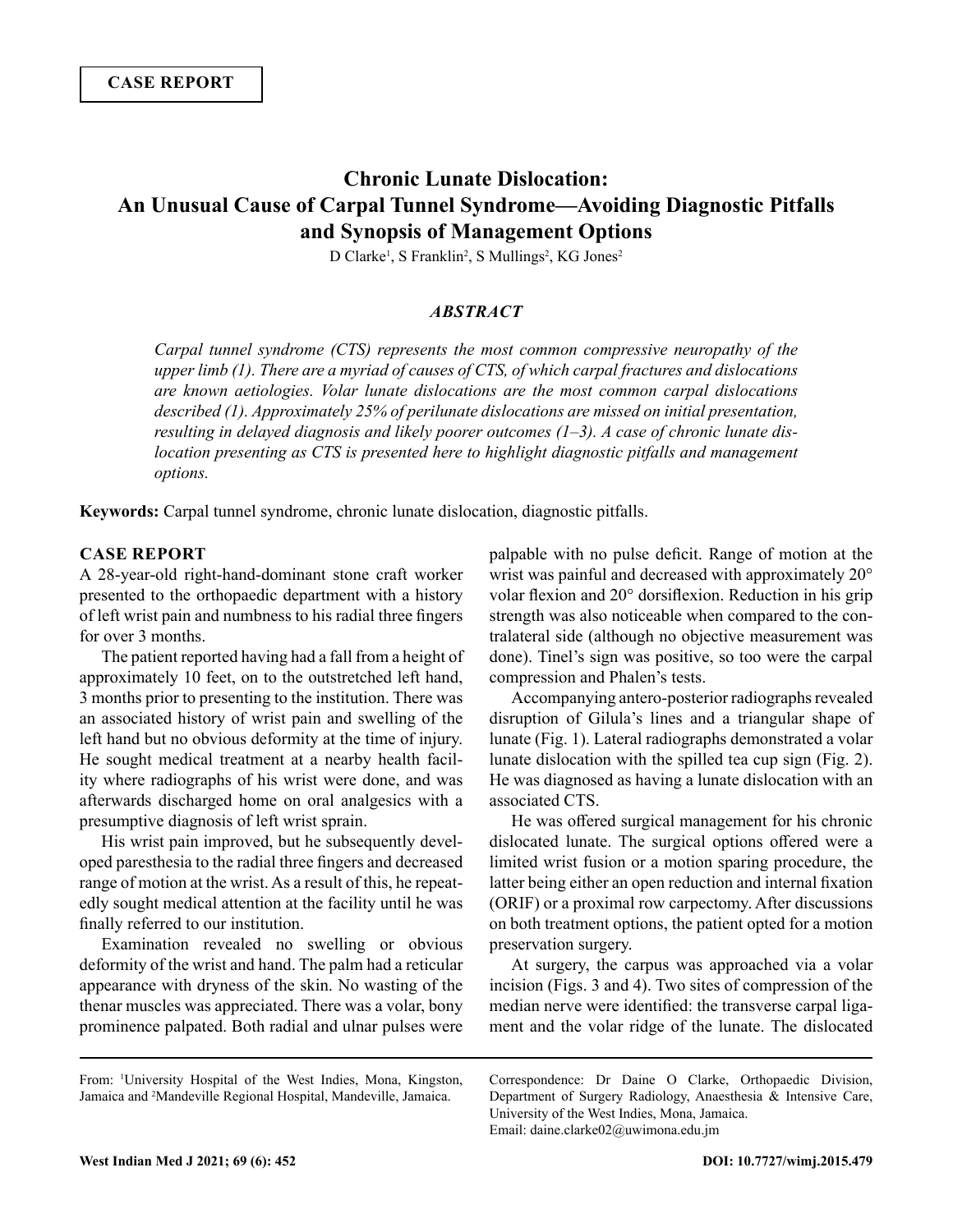**CASE REPORT**

# Chronic Lunate Dislocation: An Unusual Cause of Carpal Tunnel Syndrome—Avoiding Diagnostic Pitfalls and Synopsis of Management Options

D Clarke[1], S Franklin[2], S Mullings[2], KG Jones[2]

### *ABSTRACT*

*Carpal tunnel syndrome (CTS) represents the most common compressive neuropathy of the upper limb (1). There are a myriad of causes of CTS, of which carpal fractures and dislocations are known aetiologies. Volar lunate dislocations are the most common carpal dislocations described (1). Approximately 25% of perilunate dislocations are missed on initial presentation, resulting in delayed diagnosis and likely poorer outcomes (1–3). A case of chronic lunate dislocation presenting as CTS is presented here to highlight diagnostic pitfalls and management options.*

**Keywords:** Carpal tunnel syndrome, chronic lunate dislocation, diagnostic pitfalls.

## CASE REPORT

A 28-year-old right-hand-dominant stone craft worker presented to the orthopaedic department with a history of left wrist pain and numbness to his radial three fingers for over 3 months.

The patient reported having had a fall from a height of approximately 10 feet, on to the outstretched left hand, 3 months prior to presenting to the institution. There was an associated history of wrist pain and swelling of the left hand but no obvious deformity at the time of injury. He sought medical treatment at a nearby health facility where radiographs of his wrist were done, and was afterwards discharged home on oral analgesics with a presumptive diagnosis of left wrist sprain.

His wrist pain improved, but he subsequently developed paresthesia to the radial three fingers and decreased range of motion at the wrist. As a result of this, he repeatedly sought medical attention at the facility until he was finally referred to our institution.

Examination revealed no swelling or obvious deformity of the wrist and hand. The palm had a reticular appearance with dryness of the skin. No wasting of the thenar muscles was appreciated. There was a volar, bony prominence palpated. Both radial and ulnar pulses were palpable with no pulse deficit. Range of motion at the wrist was painful and decreased with approximately 20° volar flexion and 20° dorsiflexion. Reduction in his grip strength was also noticeable when compared to the contralateral side (although no objective measurement was done). Tinel's sign was positive, so too were the carpal compression and Phalen's tests.

Accompanying antero-posterior radiographs revealed disruption of Gilula's lines and a triangular shape of lunate (Fig. 1). Lateral radiographs demonstrated a volar lunate dislocation with the spilled tea cup sign (Fig. 2). He was diagnosed as having a lunate dislocation with an associated CTS.

He was offered surgical management for his chronic dislocated lunate. The surgical options offered were a limited wrist fusion or a motion sparing procedure, the latter being either an open reduction and internal fixation (ORIF) or a proximal row carpectomy. After discussions on both treatment options, the patient opted for a motion preservation surgery.

At surgery, the carpus was approached via a volar incision (Figs. 3 and 4). Two sites of compression of the median nerve were identified: the transverse carpal ligament and the volar ridge of the lunate. The dislocated

---

From: [1]University Hospital of the West Indies, Mona, Kingston, Jamaica and [2]Mandeville Regional Hospital, Mandeville, Jamaica.

Correspondence: Dr Daine O Clarke, Orthopaedic Division, Department of Surgery Radiology, Anaesthesia & Intensive Care, University of the West Indies, Mona, Jamaica.
Email: daine.clarke02@uwimona.edu.jm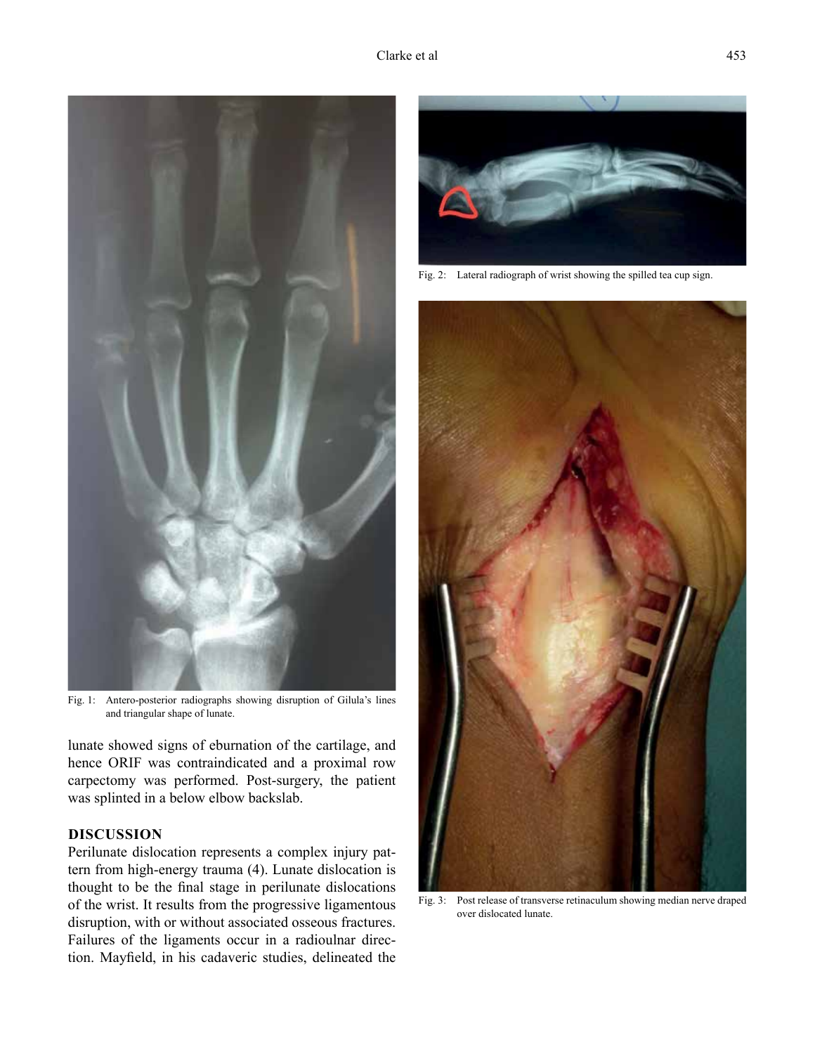Fig. 1: Antero-posterior radiographs showing disruption of Gilula's lines and triangular shape of lunate.

Fig. 2: Lateral radiograph of wrist showing the spilled tea cup sign.

Fig. 3: Post release of transverse retinaculum showing median nerve draped over dislocated lunate.

lunate showed signs of eburnation of the cartilage, and hence ORIF was contraindicated and a proximal row carpectomy was performed. Post-surgery, the patient was splinted in a below elbow backslab.

## DISCUSSION

Perilunate dislocation represents a complex injury pattern from high-energy trauma (4). Lunate dislocation is thought to be the final stage in perilunate dislocations of the wrist. It results from the progressive ligamentous disruption, with or without associated osseous fractures. Failures of the ligaments occur in a radioulnar direction. Mayfield, in his cadaveric studies, delineated the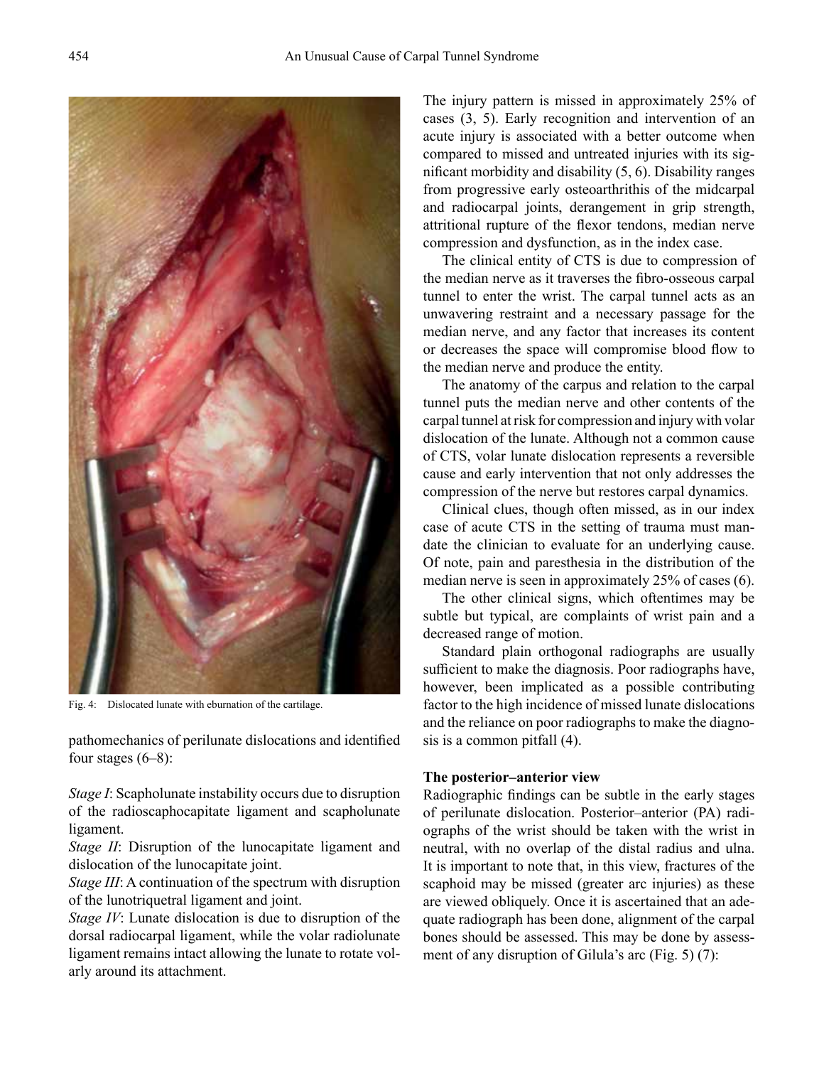Fig. 4: Dislocated lunate with eburnation of the cartilage.

pathomechanics of perilunate dislocations and identified four stages (6–8):

*Stage I*: Scapholunate instability occurs due to disruption of the radioscaphocapitate ligament and scapholunate ligament.

*Stage II*: Disruption of the lunocapitate ligament and dislocation of the lunocapitate joint.

*Stage III*: A continuation of the spectrum with disruption of the lunotriquetral ligament and joint.

*Stage IV*: Lunate dislocation is due to disruption of the dorsal radiocarpal ligament, while the volar radiolunate ligament remains intact allowing the lunate to rotate volarly around its attachment.

The injury pattern is missed in approximately 25% of cases (3, 5). Early recognition and intervention of an acute injury is associated with a better outcome when compared to missed and untreated injuries with its significant morbidity and disability (5, 6). Disability ranges from progressive early osteoarthrithis of the midcarpal and radiocarpal joints, derangement in grip strength, attritional rupture of the flexor tendons, median nerve compression and dysfunction, as in the index case.

The clinical entity of CTS is due to compression of the median nerve as it traverses the fibro-osseous carpal tunnel to enter the wrist. The carpal tunnel acts as an unwavering restraint and a necessary passage for the median nerve, and any factor that increases its content or decreases the space will compromise blood flow to the median nerve and produce the entity.

The anatomy of the carpus and relation to the carpal tunnel puts the median nerve and other contents of the carpal tunnel at risk for compression and injury with volar dislocation of the lunate. Although not a common cause of CTS, volar lunate dislocation represents a reversible cause and early intervention that not only addresses the compression of the nerve but restores carpal dynamics.

Clinical clues, though often missed, as in our index case of acute CTS in the setting of trauma must mandate the clinician to evaluate for an underlying cause. Of note, pain and paresthesia in the distribution of the median nerve is seen in approximately 25% of cases (6).

The other clinical signs, which oftentimes may be subtle but typical, are complaints of wrist pain and a decreased range of motion.

Standard plain orthogonal radiographs are usually sufficient to make the diagnosis. Poor radiographs have, however, been implicated as a possible contributing factor to the high incidence of missed lunate dislocations and the reliance on poor radiographs to make the diagnosis is a common pitfall (4).

**The posterior–anterior view**

Radiographic findings can be subtle in the early stages of perilunate dislocation. Posterior–anterior (PA) radiographs of the wrist should be taken with the wrist in neutral, with no overlap of the distal radius and ulna. It is important to note that, in this view, fractures of the scaphoid may be missed (greater arc injuries) as these are viewed obliquely. Once it is ascertained that an adequate radiograph has been done, alignment of the carpal bones should be assessed. This may be done by assessment of any disruption of Gilula's arc (Fig. 5) (7):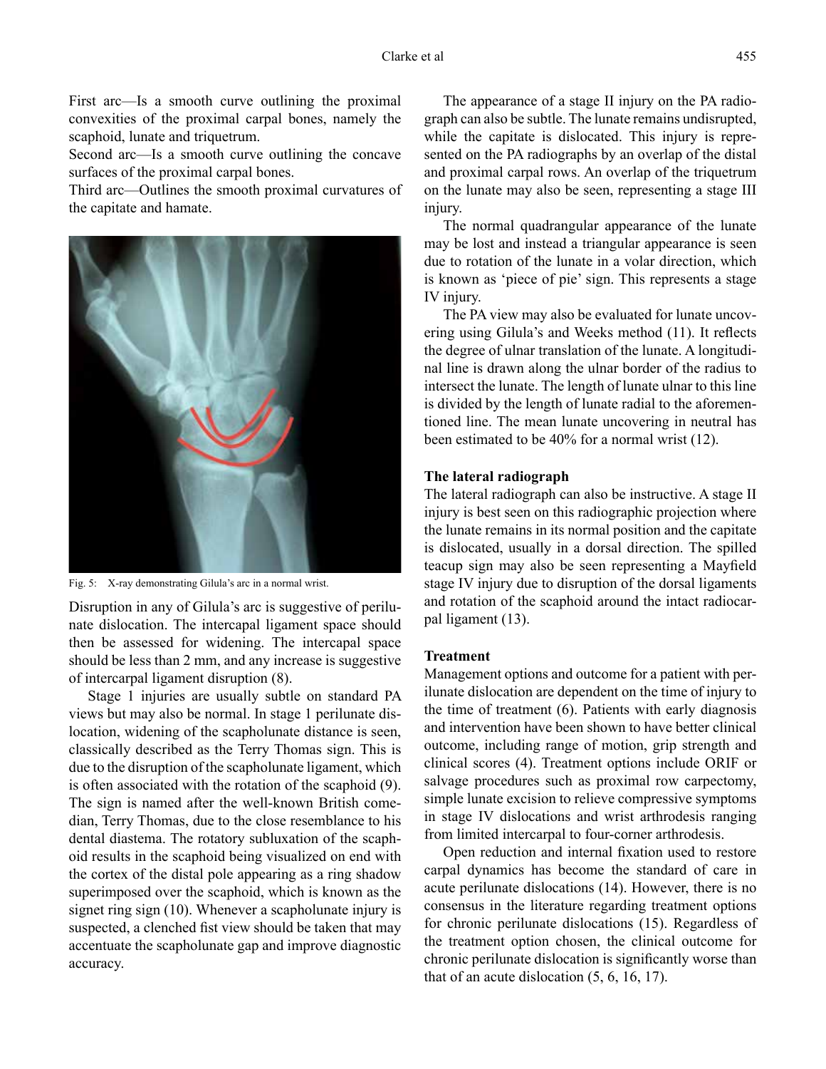First arc—Is a smooth curve outlining the proximal convexities of the proximal carpal bones, namely the scaphoid, lunate and triquetrum.

Second arc—Is a smooth curve outlining the concave surfaces of the proximal carpal bones.

Third arc—Outlines the smooth proximal curvatures of the capitate and hamate.

Fig. 5: X-ray demonstrating Gilula's arc in a normal wrist.

Disruption in any of Gilula's arc is suggestive of perilunate dislocation. The intercapal ligament space should then be assessed for widening. The intercapal space should be less than 2 mm, and any increase is suggestive of intercarpal ligament disruption (8).

Stage 1 injuries are usually subtle on standard PA views but may also be normal. In stage 1 perilunate dislocation, widening of the scapholunate distance is seen, classically described as the Terry Thomas sign. This is due to the disruption of the scapholunate ligament, which is often associated with the rotation of the scaphoid (9). The sign is named after the well-known British comedian, Terry Thomas, due to the close resemblance to his dental diastema. The rotatory subluxation of the scaphoid results in the scaphoid being visualized on end with the cortex of the distal pole appearing as a ring shadow superimposed over the scaphoid, which is known as the signet ring sign (10). Whenever a scapholunate injury is suspected, a clenched fist view should be taken that may accentuate the scapholunate gap and improve diagnostic accuracy.

The appearance of a stage II injury on the PA radiograph can also be subtle. The lunate remains undisrupted, while the capitate is dislocated. This injury is represented on the PA radiographs by an overlap of the distal and proximal carpal rows. An overlap of the triquetrum on the lunate may also be seen, representing a stage III injury.

The normal quadrangular appearance of the lunate may be lost and instead a triangular appearance is seen due to rotation of the lunate in a volar direction, which is known as 'piece of pie' sign. This represents a stage IV injury.

The PA view may also be evaluated for lunate uncovering using Gilula's and Weeks method (11). It reflects the degree of ulnar translation of the lunate. A longitudinal line is drawn along the ulnar border of the radius to intersect the lunate. The length of lunate ulnar to this line is divided by the length of lunate radial to the aforementioned line. The mean lunate uncovering in neutral has been estimated to be 40% for a normal wrist (12).

**The lateral radiograph**

The lateral radiograph can also be instructive. A stage II injury is best seen on this radiographic projection where the lunate remains in its normal position and the capitate is dislocated, usually in a dorsal direction. The spilled teacup sign may also be seen representing a Mayfield stage IV injury due to disruption of the dorsal ligaments and rotation of the scaphoid around the intact radiocarpal ligament (13).

**Treatment**

Management options and outcome for a patient with perilunate dislocation are dependent on the time of injury to the time of treatment (6). Patients with early diagnosis and intervention have been shown to have better clinical outcome, including range of motion, grip strength and clinical scores (4). Treatment options include ORIF or salvage procedures such as proximal row carpectomy, simple lunate excision to relieve compressive symptoms in stage IV dislocations and wrist arthrodesis ranging from limited intercarpal to four-corner arthrodesis.

Open reduction and internal fixation used to restore carpal dynamics has become the standard of care in acute perilunate dislocations (14). However, there is no consensus in the literature regarding treatment options for chronic perilunate dislocations (15). Regardless of the treatment option chosen, the clinical outcome for chronic perilunate dislocation is significantly worse than that of an acute dislocation (5, 6, 16, 17).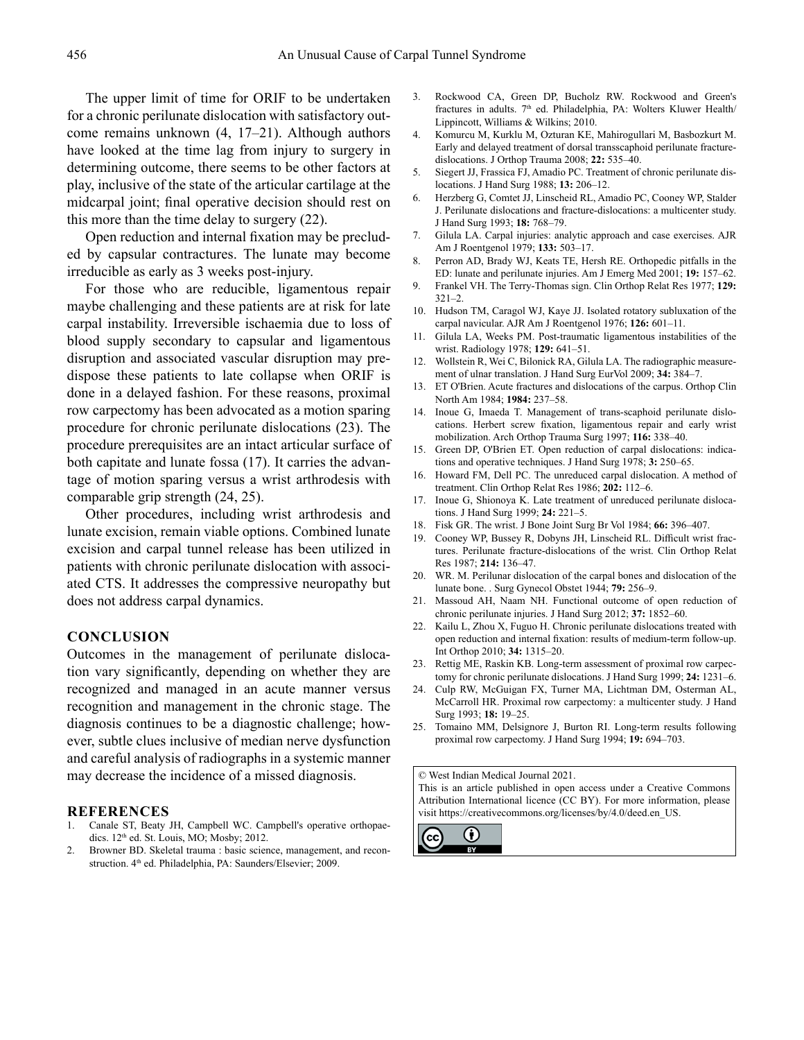The upper limit of time for ORIF to be undertaken for a chronic perilunate dislocation with satisfactory outcome remains unknown (4, 17–21). Although authors have looked at the time lag from injury to surgery in determining outcome, there seems to be other factors at play, inclusive of the state of the articular cartilage at the midcarpal joint; final operative decision should rest on this more than the time delay to surgery (22).

Open reduction and internal fixation may be precluded by capsular contractures. The lunate may become irreducible as early as 3 weeks post-injury.

For those who are reducible, ligamentous repair maybe challenging and these patients are at risk for late carpal instability. Irreversible ischaemia due to loss of blood supply secondary to capsular and ligamentous disruption and associated vascular disruption may predispose these patients to late collapse when ORIF is done in a delayed fashion. For these reasons, proximal row carpectomy has been advocated as a motion sparing procedure for chronic perilunate dislocations (23). The procedure prerequisites are an intact articular surface of both capitate and lunate fossa (17). It carries the advantage of motion sparing versus a wrist arthrodesis with comparable grip strength (24, 25).

Other procedures, including wrist arthrodesis and lunate excision, remain viable options. Combined lunate excision and carpal tunnel release has been utilized in patients with chronic perilunate dislocation with associated CTS. It addresses the compressive neuropathy but does not address carpal dynamics.

## CONCLUSION

Outcomes in the management of perilunate dislocation vary significantly, depending on whether they are recognized and managed in an acute manner versus recognition and management in the chronic stage. The diagnosis continues to be a diagnostic challenge; however, subtle clues inclusive of median nerve dysfunction and careful analysis of radiographs in a systemic manner may decrease the incidence of a missed diagnosis.

## REFERENCES

1. Canale ST, Beaty JH, Campbell WC. Campbell's operative orthopaedics. 12th ed. St. Louis, MO; Mosby; 2012.
2. Browner BD. Skeletal trauma : basic science, management, and reconstruction. 4th ed. Philadelphia, PA: Saunders/Elsevier; 2009.
3. Rockwood CA, Green DP, Bucholz RW. Rockwood and Green's fractures in adults. 7th ed. Philadelphia, PA: Wolters Kluwer Health/ Lippincott, Williams & Wilkins; 2010.
4. Komurcu M, Kurklu M, Ozturan KE, Mahirogullari M, Basbozkurt M. Early and delayed treatment of dorsal transscaphoid perilunate fracture-dislocations. J Orthop Trauma 2008; **22:** 535–40.
5. Siegert JJ, Frassica FJ, Amadio PC. Treatment of chronic perilunate dislocations. J Hand Surg 1988; **13:** 206–12.
6. Herzberg G, Comtet JJ, Linscheid RL, Amadio PC, Cooney WP, Stalder J. Perilunate dislocations and fracture-dislocations: a multicenter study. J Hand Surg 1993; **18:** 768–79.
7. Gilula LA. Carpal injuries: analytic approach and case exercises. AJR Am J Roentgenol 1979; **133:** 503–17.
8. Perron AD, Brady WJ, Keats TE, Hersh RE. Orthopedic pitfalls in the ED: lunate and perilunate injuries. Am J Emerg Med 2001; **19:** 157–62.
9. Frankel VH. The Terry-Thomas sign. Clin Orthop Relat Res 1977; **129:** 321–2.
10. Hudson TM, Caragol WJ, Kaye JJ. Isolated rotatory subluxation of the carpal navicular. AJR Am J Roentgenol 1976; **126:** 601–11.
11. Gilula LA, Weeks PM. Post-traumatic ligamentous instabilities of the wrist. Radiology 1978; **129:** 641–51.
12. Wollstein R, Wei C, Bilonick RA, Gilula LA. The radiographic measurement of ulnar translation. J Hand Surg EurVol 2009; **34:** 384–7.
13. ET O'Brien. Acute fractures and dislocations of the carpus. Orthop Clin North Am 1984; **1984:** 237–58.
14. Inoue G, Imaeda T. Management of trans-scaphoid perilunate dislocations. Herbert screw fixation, ligamentous repair and early wrist mobilization. Arch Orthop Trauma Surg 1997; **116:** 338–40.
15. Green DP, O'Brien ET. Open reduction of carpal dislocations: indications and operative techniques. J Hand Surg 1978; **3:** 250–65.
16. Howard FM, Dell PC. The unreduced carpal dislocation. A method of treatment. Clin Orthop Relat Res 1986; **202:** 112–6.
17. Inoue G, Shionoya K. Late treatment of unreduced perilunate dislocations. J Hand Surg 1999; **24:** 221–5.
18. Fisk GR. The wrist. J Bone Joint Surg Br Vol 1984; **66:** 396–407.
19. Cooney WP, Bussey R, Dobyns JH, Linscheid RL. Difficult wrist fractures. Perilunate fracture-dislocations of the wrist. Clin Orthop Relat Res 1987; **214:** 136–47.
20. WR. M. Perilunar dislocation of the carpal bones and dislocation of the lunate bone. . Surg Gynecol Obstet 1944; **79:** 256–9.
21. Massoud AH, Naam NH. Functional outcome of open reduction of chronic perilunate injuries. J Hand Surg 2012; **37:** 1852–60.
22. Kailu L, Zhou X, Fuguo H. Chronic perilunate dislocations treated with open reduction and internal fixation: results of medium-term follow-up. Int Orthop 2010; **34:** 1315–20.
23. Rettig ME, Raskin KB. Long-term assessment of proximal row carpectomy for chronic perilunate dislocations. J Hand Surg 1999; **24:** 1231–6.
24. Culp RW, McGuigan FX, Turner MA, Lichtman DM, Osterman AL, McCarroll HR. Proximal row carpectomy: a multicenter study. J Hand Surg 1993; **18:** 19–25.
25. Tomaino MM, Delsignore J, Burton RI. Long-term results following proximal row carpectomy. J Hand Surg 1994; **19:** 694–703.

© West Indian Medical Journal 2021.
This is an article published in open access under a Creative Commons Attribution International licence (CC BY). For more information, please visit https://creativecommons.org/licenses/by/4.0/deed.en_US.